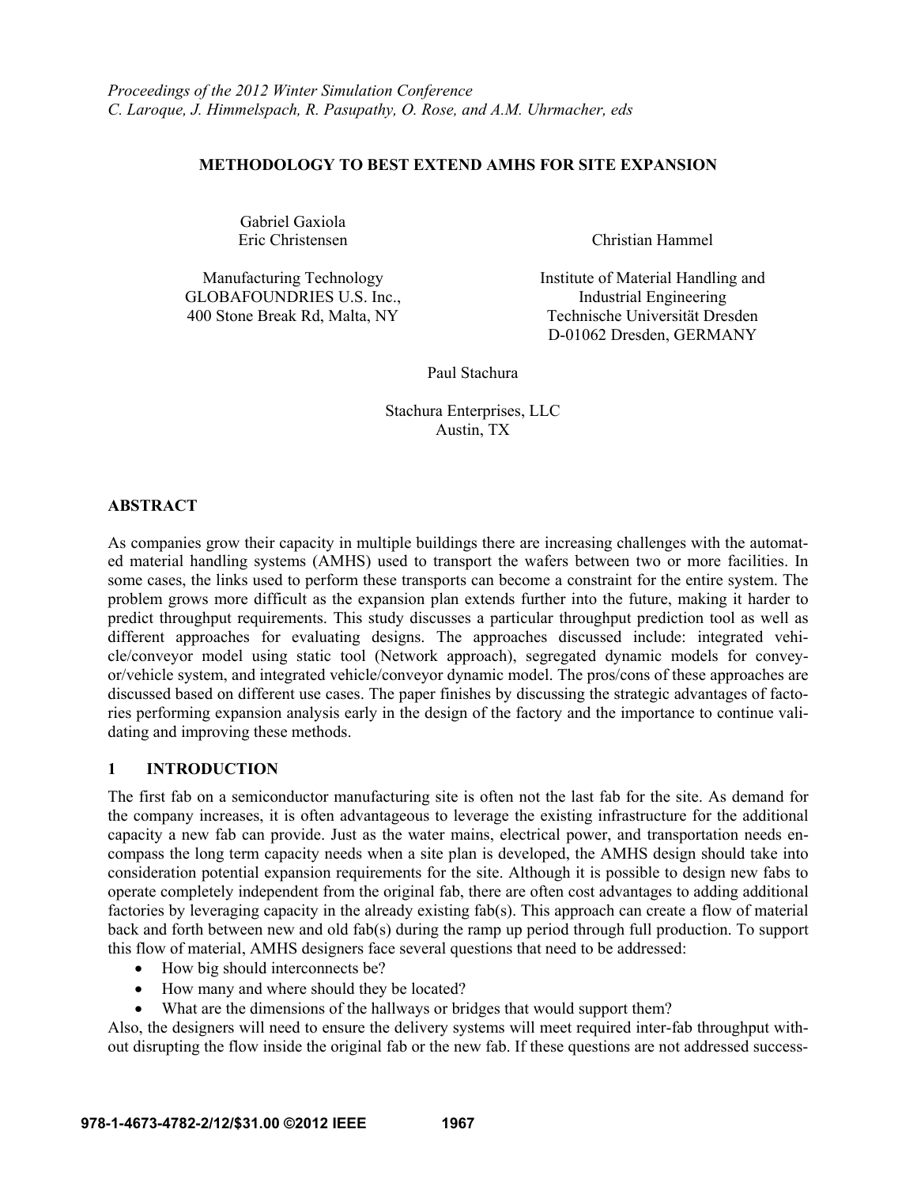*Proceedings of the 2012 Winter Simulation Conference*
*C. Laroque, J. Himmelspach, R. Pasupathy, O. Rose, and A.M. Uhrmacher, eds*

# METHODOLOGY TO BEST EXTEND AMHS FOR SITE EXPANSION

Gabriel Gaxiola
Eric Christensen

Manufacturing Technology
GLOBAFOUNDRIES U.S. Inc.,
400 Stone Break Rd, Malta, NY

Christian Hammel

Institute of Material Handling and
Industrial Engineering
Technische Universität Dresden
D-01062 Dresden, GERMANY

Paul Stachura

Stachura Enterprises, LLC
Austin, TX

## ABSTRACT

As companies grow their capacity in multiple buildings there are increasing challenges with the automated material handling systems (AMHS) used to transport the wafers between two or more facilities. In some cases, the links used to perform these transports can become a constraint for the entire system. The problem grows more difficult as the expansion plan extends further into the future, making it harder to predict throughput requirements. This study discusses a particular throughput prediction tool as well as different approaches for evaluating designs. The approaches discussed include: integrated vehicle/conveyor model using static tool (Network approach), segregated dynamic models for conveyor/vehicle system, and integrated vehicle/conveyor dynamic model. The pros/cons of these approaches are discussed based on different use cases. The paper finishes by discussing the strategic advantages of factories performing expansion analysis early in the design of the factory and the importance to continue validating and improving these methods.

## 1 INTRODUCTION

The first fab on a semiconductor manufacturing site is often not the last fab for the site. As demand for the company increases, it is often advantageous to leverage the existing infrastructure for the additional capacity a new fab can provide. Just as the water mains, electrical power, and transportation needs encompass the long term capacity needs when a site plan is developed, the AMHS design should take into consideration potential expansion requirements for the site. Although it is possible to design new fabs to operate completely independent from the original fab, there are often cost advantages to adding additional factories by leveraging capacity in the already existing fab(s). This approach can create a flow of material back and forth between new and old fab(s) during the ramp up period through full production. To support this flow of material, AMHS designers face several questions that need to be addressed:

- How big should interconnects be?
- How many and where should they be located?
- What are the dimensions of the hallways or bridges that would support them?

Also, the designers will need to ensure the delivery systems will meet required inter-fab throughput without disrupting the flow inside the original fab or the new fab. If these questions are not addressed success-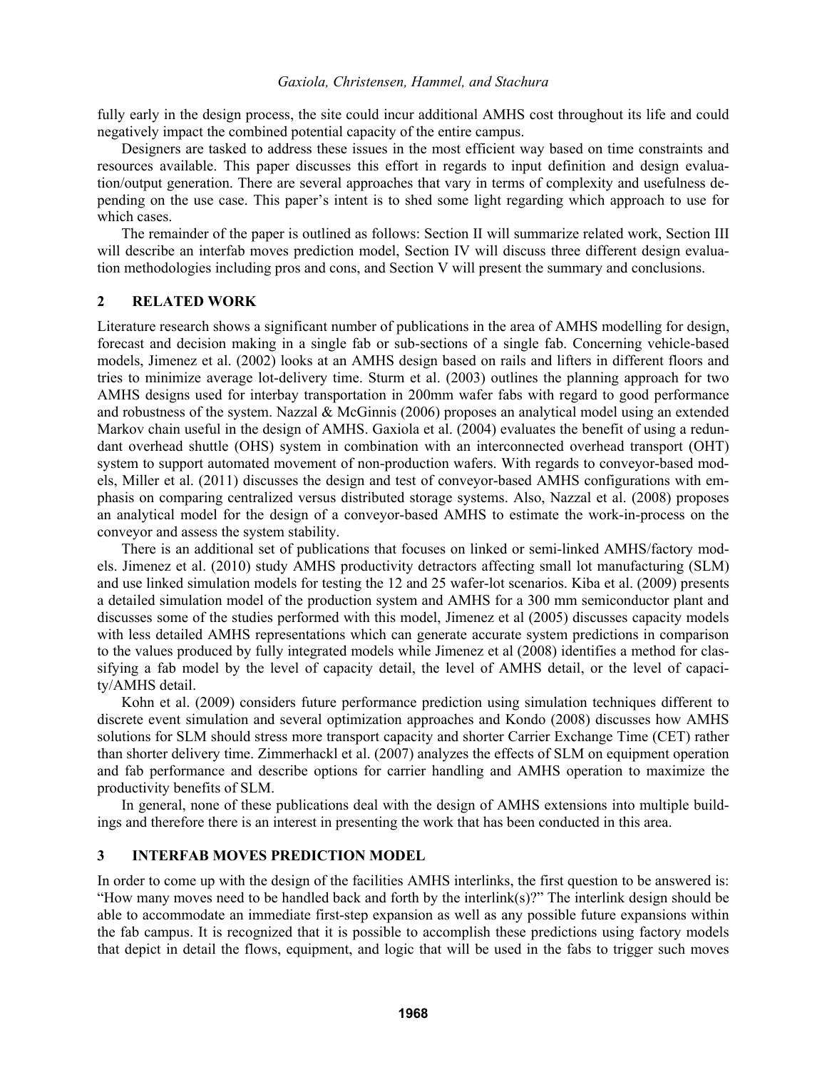fully early in the design process, the site could incur additional AMHS cost throughout its life and could negatively impact the combined potential capacity of the entire campus.

Designers are tasked to address these issues in the most efficient way based on time constraints and resources available. This paper discusses this effort in regards to input definition and design evaluation/output generation. There are several approaches that vary in terms of complexity and usefulness depending on the use case. This paper's intent is to shed some light regarding which approach to use for which cases.

The remainder of the paper is outlined as follows: Section II will summarize related work, Section III will describe an interfab moves prediction model, Section IV will discuss three different design evaluation methodologies including pros and cons, and Section V will present the summary and conclusions.

## 2 RELATED WORK

Literature research shows a significant number of publications in the area of AMHS modelling for design, forecast and decision making in a single fab or sub-sections of a single fab. Concerning vehicle-based models, Jimenez et al. (2002) looks at an AMHS design based on rails and lifters in different floors and tries to minimize average lot-delivery time. Sturm et al. (2003) outlines the planning approach for two AMHS designs used for interbay transportation in 200mm wafer fabs with regard to good performance and robustness of the system. Nazzal & McGinnis (2006) proposes an analytical model using an extended Markov chain useful in the design of AMHS. Gaxiola et al. (2004) evaluates the benefit of using a redundant overhead shuttle (OHS) system in combination with an interconnected overhead transport (OHT) system to support automated movement of non-production wafers. With regards to conveyor-based models, Miller et al. (2011) discusses the design and test of conveyor-based AMHS configurations with emphasis on comparing centralized versus distributed storage systems. Also, Nazzal et al. (2008) proposes an analytical model for the design of a conveyor-based AMHS to estimate the work-in-process on the conveyor and assess the system stability.

There is an additional set of publications that focuses on linked or semi-linked AMHS/factory models. Jimenez et al. (2010) study AMHS productivity detractors affecting small lot manufacturing (SLM) and use linked simulation models for testing the 12 and 25 wafer-lot scenarios. Kiba et al. (2009) presents a detailed simulation model of the production system and AMHS for a 300 mm semiconductor plant and discusses some of the studies performed with this model, Jimenez et al (2005) discusses capacity models with less detailed AMHS representations which can generate accurate system predictions in comparison to the values produced by fully integrated models while Jimenez et al (2008) identifies a method for classifying a fab model by the level of capacity detail, the level of AMHS detail, or the level of capacity/AMHS detail.

Kohn et al. (2009) considers future performance prediction using simulation techniques different to discrete event simulation and several optimization approaches and Kondo (2008) discusses how AMHS solutions for SLM should stress more transport capacity and shorter Carrier Exchange Time (CET) rather than shorter delivery time. Zimmerhackl et al. (2007) analyzes the effects of SLM on equipment operation and fab performance and describe options for carrier handling and AMHS operation to maximize the productivity benefits of SLM.

In general, none of these publications deal with the design of AMHS extensions into multiple buildings and therefore there is an interest in presenting the work that has been conducted in this area.

## 3 INTERFAB MOVES PREDICTION MODEL

In order to come up with the design of the facilities AMHS interlinks, the first question to be answered is: "How many moves need to be handled back and forth by the interlink(s)?" The interlink design should be able to accommodate an immediate first-step expansion as well as any possible future expansions within the fab campus. It is recognized that it is possible to accomplish these predictions using factory models that depict in detail the flows, equipment, and logic that will be used in the fabs to trigger such moves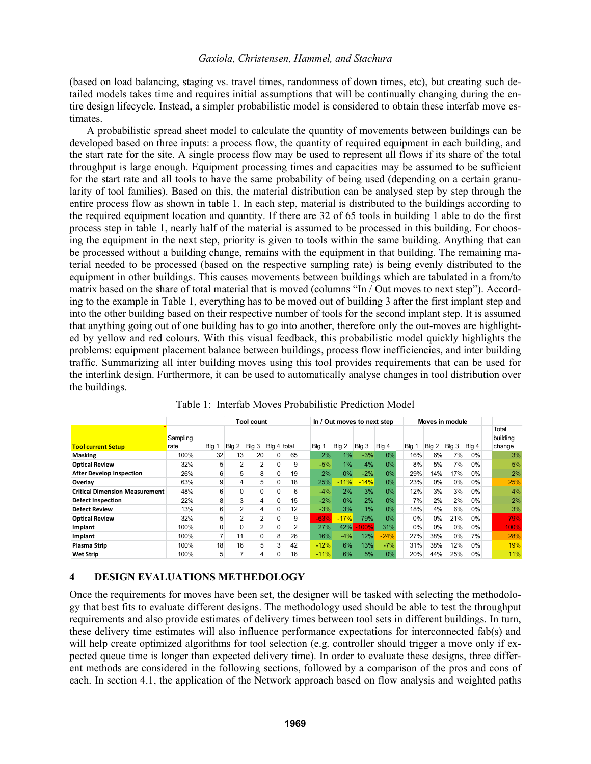(based on load balancing, staging vs. travel times, randomness of down times, etc), but creating such detailed models takes time and requires initial assumptions that will be continually changing during the entire design lifecycle. Instead, a simpler probabilistic model is considered to obtain these interfab move estimates.

A probabilistic spread sheet model to calculate the quantity of movements between buildings can be developed based on three inputs: a process flow, the quantity of required equipment in each building, and the start rate for the site. A single process flow may be used to represent all flows if its share of the total throughput is large enough. Equipment processing times and capacities may be assumed to be sufficient for the start rate and all tools to have the same probability of being used (depending on a certain granularity of tool families). Based on this, the material distribution can be analysed step by step through the entire process flow as shown in table 1. In each step, material is distributed to the buildings according to the required equipment location and quantity. If there are 32 of 65 tools in building 1 able to do the first process step in table 1, nearly half of the material is assumed to be processed in this building. For choosing the equipment in the next step, priority is given to tools within the same building. Anything that can be processed without a building change, remains with the equipment in that building. The remaining material needed to be processed (based on the respective sampling rate) is being evenly distributed to the equipment in other buildings. This causes movements between buildings which are tabulated in a from/to matrix based on the share of total material that is moved (columns "In / Out moves to next step"). According to the example in Table 1, everything has to be moved out of building 3 after the first implant step and into the other building based on their respective number of tools for the second implant step. It is assumed that anything going out of one building has to go into another, therefore only the out-moves are highlighted by yellow and red colours. With this visual feedback, this probabilistic model quickly highlights the problems: equipment placement balance between buildings, process flow inefficiencies, and inter building traffic. Summarizing all inter building moves using this tool provides requirements that can be used for the interlink design. Furthermore, it can be used to automatically analyse changes in tool distribution over the buildings.

Table 1: Interfab Moves Probabilistic Prediction Model

| | | Tool count | | | | | In / Out moves to next step | | | | Moves in module | | | | |
|---|---|---|---|---|---|---|---|---|---|---|---|---|---|---|---|
| **Tool current Setup** | Sampling rate | Blg 1 | Blg 2 | Blg 3 | Blg 4 | total | Blg 1 | Blg 2 | Blg 3 | Blg 4 | Blg 1 | Blg 2 | Blg 3 | Blg 4 | Total building change |
| **Masking** | 100% | 32 | 13 | 20 | 0 | 65 | 2% | 1% | -3% | 0% | 16% | 6% | 7% | 0% | 3% |
| **Optical Review** | 32% | 5 | 2 | 2 | 0 | 9 | -5% | 1% | 4% | 0% | 8% | 5% | 7% | 0% | 5% |
| **After Develop Inspection** | 26% | 6 | 5 | 8 | 0 | 19 | 2% | 0% | -2% | 0% | 29% | 14% | 17% | 0% | 2% |
| **Overlay** | 63% | 9 | 4 | 5 | 0 | 18 | 25% | -11% | -14% | 0% | 23% | 0% | 0% | 0% | 25% |
| **Critical Dimension Measurement** | 48% | 6 | 0 | 0 | 0 | 6 | -4% | 2% | 3% | 0% | 12% | 3% | 3% | 0% | 4% |
| **Defect Inspection** | 22% | 8 | 3 | 4 | 0 | 15 | -2% | 0% | 2% | 0% | 7% | 2% | 2% | 0% | 2% |
| **Defect Review** | 13% | 6 | 2 | 4 | 0 | 12 | -3% | 3% | 1% | 0% | 18% | 4% | 6% | 0% | 3% |
| **Optical Review** | 32% | 5 | 2 | 2 | 0 | 9 | -63% | -17% | 79% | 0% | 0% | 0% | 21% | 0% | 79% |
| **Implant** | 100% | 0 | 0 | 2 | 0 | 2 | 27% | 42% | -100% | 31% | 0% | 0% | 0% | 0% | 100% |
| **Implant** | 100% | 7 | 11 | 0 | 8 | 26 | 16% | -4% | 12% | -24% | 27% | 38% | 0% | 7% | 28% |
| **Plasma Strip** | 100% | 18 | 16 | 5 | 3 | 42 | -12% | 6% | 13% | -7% | 31% | 38% | 12% | 0% | 19% |
| **Wet Strip** | 100% | 5 | 7 | 4 | 0 | 16 | -11% | 6% | 5% | 0% | 20% | 44% | 25% | 0% | 11% |

## 4 DESIGN EVALUATIONS METHEDOLOGY

Once the requirements for moves have been set, the designer will be tasked with selecting the methodology that best fits to evaluate different designs. The methodology used should be able to test the throughput requirements and also provide estimates of delivery times between tool sets in different buildings. In turn, these delivery time estimates will also influence performance expectations for interconnected fab(s) and will help create optimized algorithms for tool selection (e.g. controller should trigger a move only if expected queue time is longer than expected delivery time). In order to evaluate these designs, three different methods are considered in the following sections, followed by a comparison of the pros and cons of each. In section 4.1, the application of the Network approach based on flow analysis and weighted paths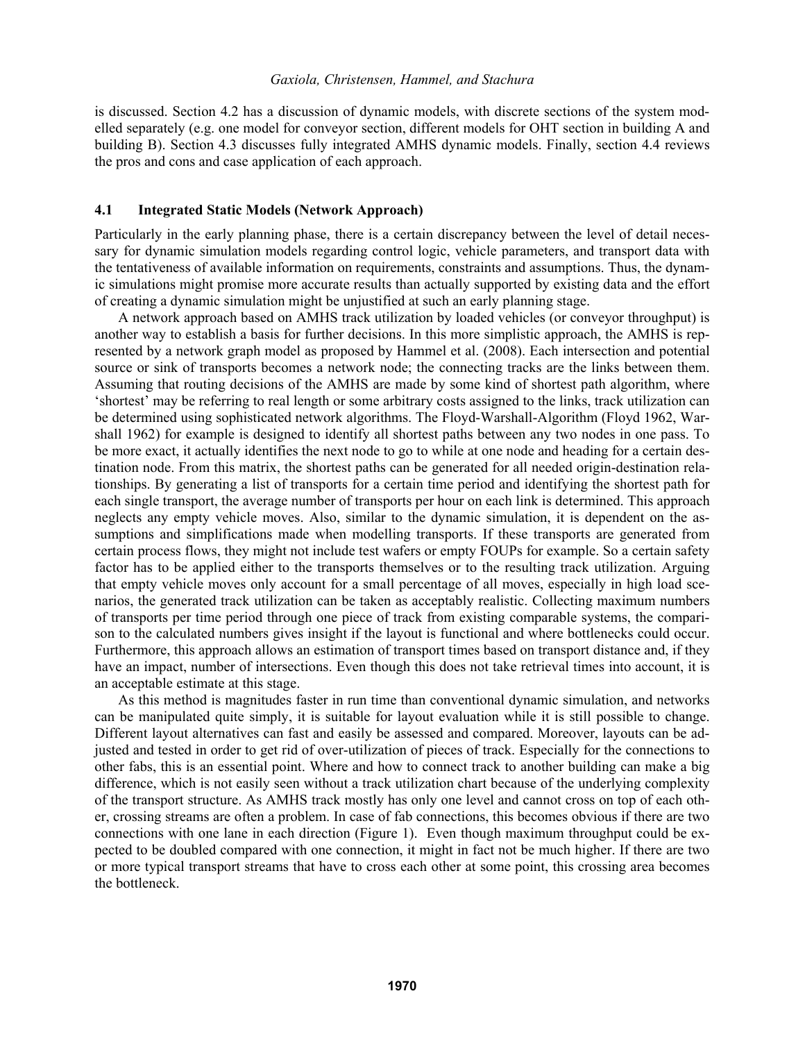is discussed. Section 4.2 has a discussion of dynamic models, with discrete sections of the system modelled separately (e.g. one model for conveyor section, different models for OHT section in building A and building B). Section 4.3 discusses fully integrated AMHS dynamic models. Finally, section 4.4 reviews the pros and cons and case application of each approach.

### 4.1 Integrated Static Models (Network Approach)

Particularly in the early planning phase, there is a certain discrepancy between the level of detail necessary for dynamic simulation models regarding control logic, vehicle parameters, and transport data with the tentativeness of available information on requirements, constraints and assumptions. Thus, the dynamic simulations might promise more accurate results than actually supported by existing data and the effort of creating a dynamic simulation might be unjustified at such an early planning stage.

A network approach based on AMHS track utilization by loaded vehicles (or conveyor throughput) is another way to establish a basis for further decisions. In this more simplistic approach, the AMHS is represented by a network graph model as proposed by Hammel et al. (2008). Each intersection and potential source or sink of transports becomes a network node; the connecting tracks are the links between them. Assuming that routing decisions of the AMHS are made by some kind of shortest path algorithm, where 'shortest' may be referring to real length or some arbitrary costs assigned to the links, track utilization can be determined using sophisticated network algorithms. The Floyd-Warshall-Algorithm (Floyd 1962, Warshall 1962) for example is designed to identify all shortest paths between any two nodes in one pass. To be more exact, it actually identifies the next node to go to while at one node and heading for a certain destination node. From this matrix, the shortest paths can be generated for all needed origin-destination relationships. By generating a list of transports for a certain time period and identifying the shortest path for each single transport, the average number of transports per hour on each link is determined. This approach neglects any empty vehicle moves. Also, similar to the dynamic simulation, it is dependent on the assumptions and simplifications made when modelling transports. If these transports are generated from certain process flows, they might not include test wafers or empty FOUPs for example. So a certain safety factor has to be applied either to the transports themselves or to the resulting track utilization. Arguing that empty vehicle moves only account for a small percentage of all moves, especially in high load scenarios, the generated track utilization can be taken as acceptably realistic. Collecting maximum numbers of transports per time period through one piece of track from existing comparable systems, the comparison to the calculated numbers gives insight if the layout is functional and where bottlenecks could occur. Furthermore, this approach allows an estimation of transport times based on transport distance and, if they have an impact, number of intersections. Even though this does not take retrieval times into account, it is an acceptable estimate at this stage.

As this method is magnitudes faster in run time than conventional dynamic simulation, and networks can be manipulated quite simply, it is suitable for layout evaluation while it is still possible to change. Different layout alternatives can fast and easily be assessed and compared. Moreover, layouts can be adjusted and tested in order to get rid of over-utilization of pieces of track. Especially for the connections to other fabs, this is an essential point. Where and how to connect track to another building can make a big difference, which is not easily seen without a track utilization chart because of the underlying complexity of the transport structure. As AMHS track mostly has only one level and cannot cross on top of each other, crossing streams are often a problem. In case of fab connections, this becomes obvious if there are two connections with one lane in each direction (Figure 1). Even though maximum throughput could be expected to be doubled compared with one connection, it might in fact not be much higher. If there are two or more typical transport streams that have to cross each other at some point, this crossing area becomes the bottleneck.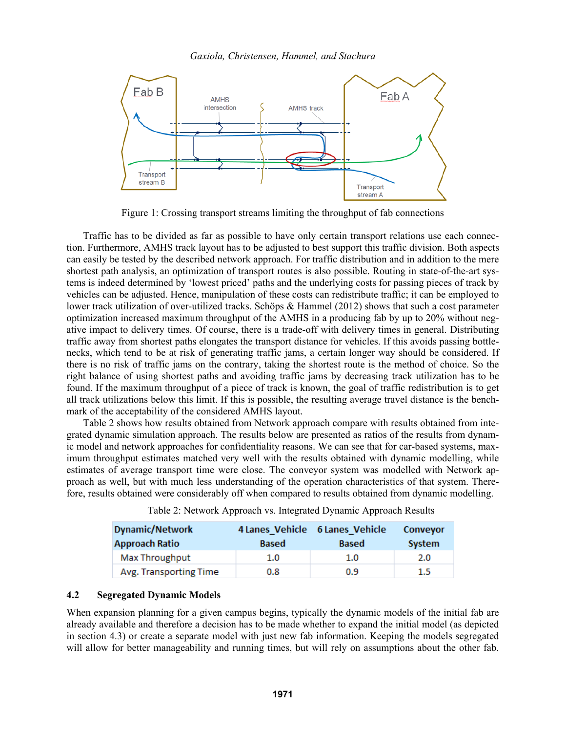Fab B

AMHS intersection

AMHS track

Fab A

Transport stream B

Transport stream A

Figure 1: Crossing transport streams limiting the throughput of fab connections

Traffic has to be divided as far as possible to have only certain transport relations use each connection. Furthermore, AMHS track layout has to be adjusted to best support this traffic division. Both aspects can easily be tested by the described network approach. For traffic distribution and in addition to the mere shortest path analysis, an optimization of transport routes is also possible. Routing in state-of-the-art systems is indeed determined by 'lowest priced' paths and the underlying costs for passing pieces of track by vehicles can be adjusted. Hence, manipulation of these costs can redistribute traffic; it can be employed to lower track utilization of over-utilized tracks. Schöps & Hammel (2012) shows that such a cost parameter optimization increased maximum throughput of the AMHS in a producing fab by up to 20% without negative impact to delivery times. Of course, there is a trade-off with delivery times in general. Distributing traffic away from shortest paths elongates the transport distance for vehicles. If this avoids passing bottlenecks, which tend to be at risk of generating traffic jams, a certain longer way should be considered. If there is no risk of traffic jams on the contrary, taking the shortest route is the method of choice. So the right balance of using shortest paths and avoiding traffic jams by decreasing track utilization has to be found. If the maximum throughput of a piece of track is known, the goal of traffic redistribution is to get all track utilizations below this limit. If this is possible, the resulting average travel distance is the benchmark of the acceptability of the considered AMHS layout.

Table 2 shows how results obtained from Network approach compare with results obtained from integrated dynamic simulation approach. The results below are presented as ratios of the results from dynamic model and network approaches for confidentiality reasons. We can see that for car-based systems, maximum throughput estimates matched very well with the results obtained with dynamic modelling, while estimates of average transport time were close. The conveyor system was modelled with Network approach as well, but with much less understanding of the operation characteristics of that system. Therefore, results obtained were considerably off when compared to results obtained from dynamic modelling.

Table 2: Network Approach vs. Integrated Dynamic Approach Results

| Dynamic/Network Approach Ratio | 4 Lanes_Vehicle Based | 6 Lanes_Vehicle Based | Conveyor System |
|---|---|---|---|
| Max Throughput | 1.0 | 1.0 | 2.0 |
| Avg. Transporting Time | 0.8 | 0.9 | 1.5 |

### 4.2 Segregated Dynamic Models

When expansion planning for a given campus begins, typically the dynamic models of the initial fab are already available and therefore a decision has to be made whether to expand the initial model (as depicted in section 4.3) or create a separate model with just new fab information. Keeping the models segregated will allow for better manageability and running times, but will rely on assumptions about the other fab.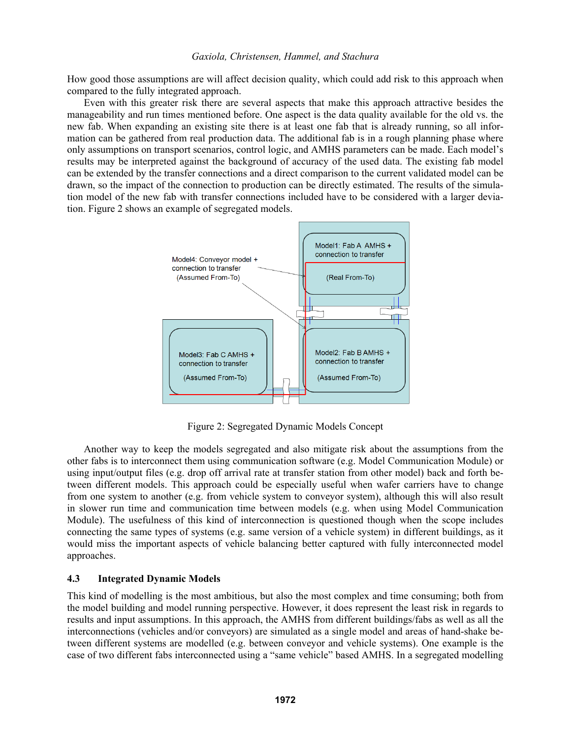How good those assumptions are will affect decision quality, which could add risk to this approach when compared to the fully integrated approach.

Even with this greater risk there are several aspects that make this approach attractive besides the manageability and run times mentioned before. One aspect is the data quality available for the old vs. the new fab. When expanding an existing site there is at least one fab that is already running, so all information can be gathered from real production data. The additional fab is in a rough planning phase where only assumptions on transport scenarios, control logic, and AMHS parameters can be made. Each model's results may be interpreted against the background of accuracy of the used data. The existing fab model can be extended by the transfer connections and a direct comparison to the current validated model can be drawn, so the impact of the connection to production can be directly estimated. The results of the simulation model of the new fab with transfer connections included have to be considered with a larger deviation. Figure 2 shows an example of segregated models.

Figure 2: Segregated Dynamic Models Concept

Another way to keep the models segregated and also mitigate risk about the assumptions from the other fabs is to interconnect them using communication software (e.g. Model Communication Module) or using input/output files (e.g. drop off arrival rate at transfer station from other model) back and forth between different models. This approach could be especially useful when wafer carriers have to change from one system to another (e.g. from vehicle system to conveyor system), although this will also result in slower run time and communication time between models (e.g. when using Model Communication Module). The usefulness of this kind of interconnection is questioned though when the scope includes connecting the same types of systems (e.g. same version of a vehicle system) in different buildings, as it would miss the important aspects of vehicle balancing better captured with fully interconnected model approaches.

### 4.3 Integrated Dynamic Models

This kind of modelling is the most ambitious, but also the most complex and time consuming; both from the model building and model running perspective. However, it does represent the least risk in regards to results and input assumptions. In this approach, the AMHS from different buildings/fabs as well as all the interconnections (vehicles and/or conveyors) are simulated as a single model and areas of hand-shake between different systems are modelled (e.g. between conveyor and vehicle systems). One example is the case of two different fabs interconnected using a "same vehicle" based AMHS. In a segregated modelling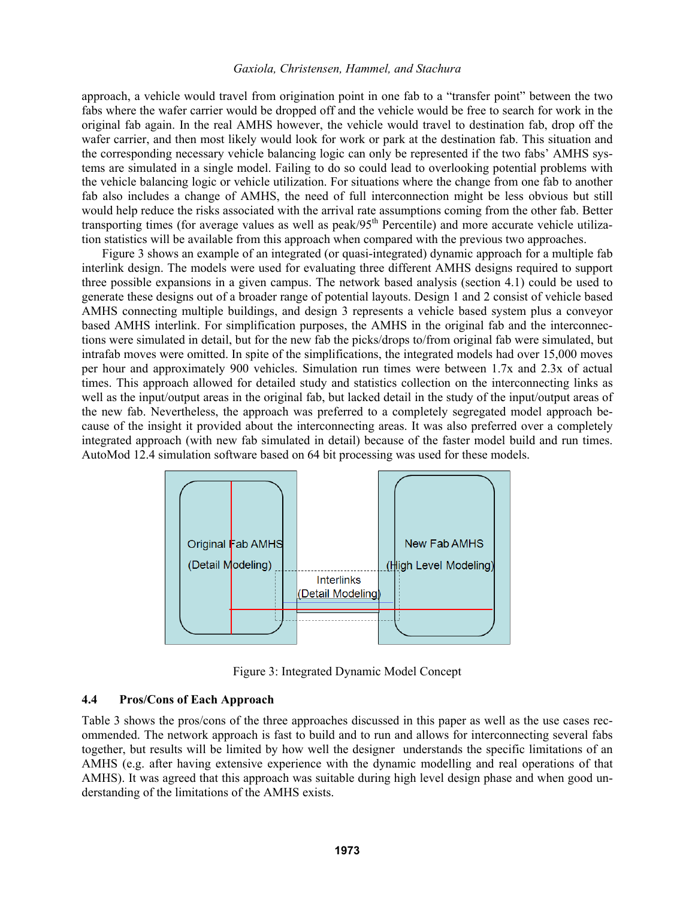approach, a vehicle would travel from origination point in one fab to a "transfer point" between the two fabs where the wafer carrier would be dropped off and the vehicle would be free to search for work in the original fab again. In the real AMHS however, the vehicle would travel to destination fab, drop off the wafer carrier, and then most likely would look for work or park at the destination fab. This situation and the corresponding necessary vehicle balancing logic can only be represented if the two fabs' AMHS systems are simulated in a single model. Failing to do so could lead to overlooking potential problems with the vehicle balancing logic or vehicle utilization. For situations where the change from one fab to another fab also includes a change of AMHS, the need of full interconnection might be less obvious but still would help reduce the risks associated with the arrival rate assumptions coming from the other fab. Better transporting times (for average values as well as peak/95$^{th}$ Percentile) and more accurate vehicle utilization statistics will be available from this approach when compared with the previous two approaches.

Figure 3 shows an example of an integrated (or quasi-integrated) dynamic approach for a multiple fab interlink design. The models were used for evaluating three different AMHS designs required to support three possible expansions in a given campus. The network based analysis (section 4.1) could be used to generate these designs out of a broader range of potential layouts. Design 1 and 2 consist of vehicle based AMHS connecting multiple buildings, and design 3 represents a vehicle based system plus a conveyor based AMHS interlink. For simplification purposes, the AMHS in the original fab and the interconnections were simulated in detail, but for the new fab the picks/drops to/from original fab were simulated, but intrafab moves were omitted. In spite of the simplifications, the integrated models had over 15,000 moves per hour and approximately 900 vehicles. Simulation run times were between 1.7x and 2.3x of actual times. This approach allowed for detailed study and statistics collection on the interconnecting links as well as the input/output areas in the original fab, but lacked detail in the study of the input/output areas of the new fab. Nevertheless, the approach was preferred to a completely segregated model approach because of the insight it provided about the interconnecting areas. It was also preferred over a completely integrated approach (with new fab simulated in detail) because of the faster model build and run times. AutoMod 12.4 simulation software based on 64 bit processing was used for these models.

Original Fab AMHS (Detail Modeling) | Interlinks (Detail Modeling) | New Fab AMHS (High Level Modeling)

Figure 3: Integrated Dynamic Model Concept

### 4.4 Pros/Cons of Each Approach

Table 3 shows the pros/cons of the three approaches discussed in this paper as well as the use cases recommended. The network approach is fast to build and to run and allows for interconnecting several fabs together, but results will be limited by how well the designer understands the specific limitations of an AMHS (e.g. after having extensive experience with the dynamic modelling and real operations of that AMHS). It was agreed that this approach was suitable during high level design phase and when good understanding of the limitations of the AMHS exists.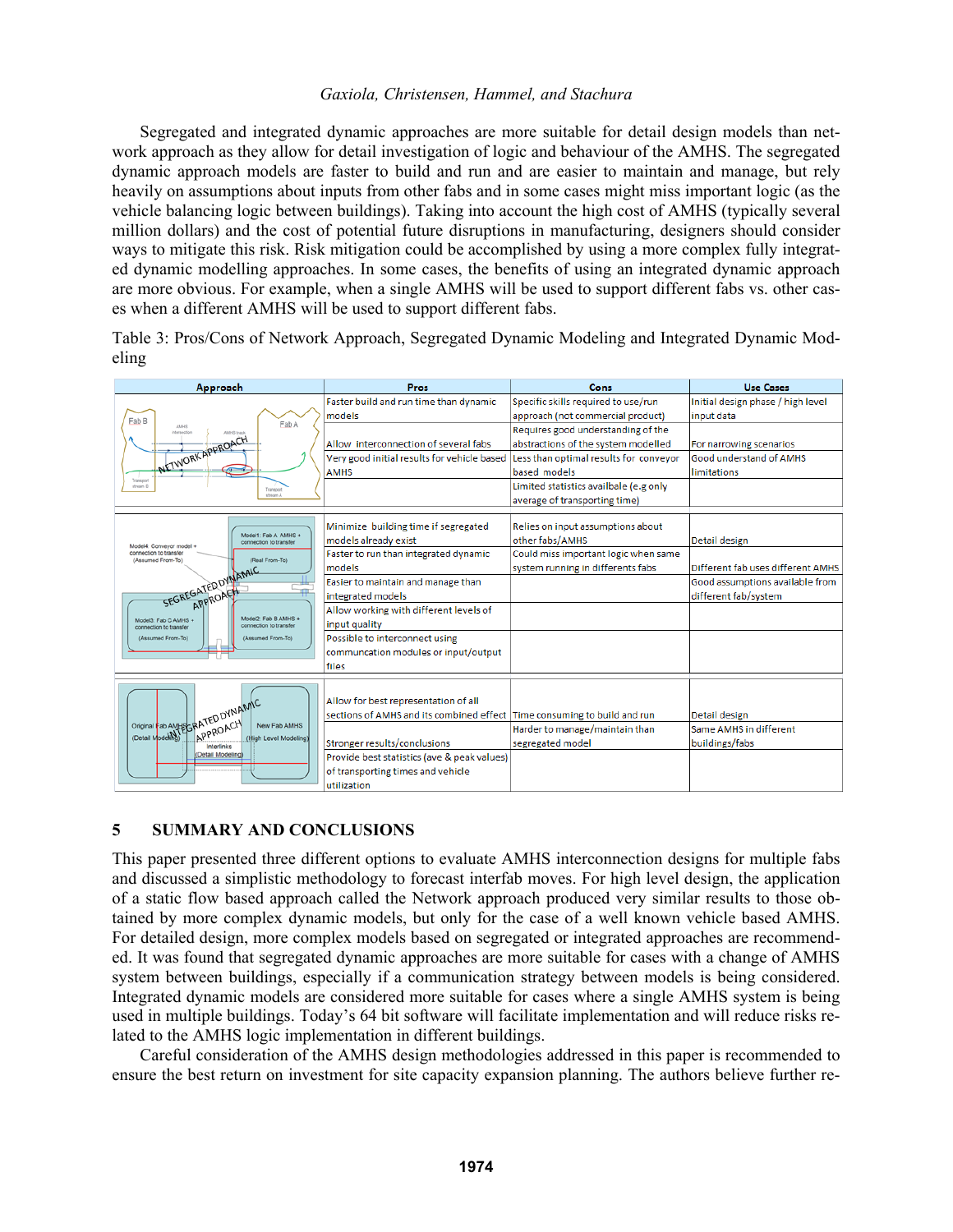Segregated and integrated dynamic approaches are more suitable for detail design models than network approach as they allow for detail investigation of logic and behaviour of the AMHS. The segregated dynamic approach models are faster to build and run and are easier to maintain and manage, but rely heavily on assumptions about inputs from other fabs and in some cases might miss important logic (as the vehicle balancing logic between buildings). Taking into account the high cost of AMHS (typically several million dollars) and the cost of potential future disruptions in manufacturing, designers should consider ways to mitigate this risk. Risk mitigation could be accomplished by using a more complex fully integrated dynamic modelling approaches. In some cases, the benefits of using an integrated dynamic approach are more obvious. For example, when a single AMHS will be used to support different fabs vs. other cases when a different AMHS will be used to support different fabs.

Table 3: Pros/Cons of Network Approach, Segregated Dynamic Modeling and Integrated Dynamic Modeling

| Approach | Pros | Cons | Use Cases |
|---|---|---|---|
| NETWORK APPROACH | Faster build and run time than dynamic models | Specific skills required to use/run approach (not commercial product) | Initial design phase / high level input data |
| | Allow interconnection of several fabs | Requires good understanding of the abstractions of the system modelled | For narrowing scenarios |
| | Very good initial results for vehicle based AMHS | Less than optimal results for conveyor based models | Good understand of AMHS limitations |
| | | Limited statistics available (e.g only average of transporting time) | |
| SEGREGATED DYNAMIC APPROACH | Minimize building time if segregated models already exist | Relies on input assumptions about other fabs/AMHS | Detail design |
| | Faster to run than integrated dynamic models | Could miss important logic when same system running in differents fabs | Different fab uses different AMHS |
| | Easier to maintain and manage than integrated models | | Good assumptions available from different fab/system |
| | Allow working with different levels of input quality | | |
| | Possible to interconnect using communcation modules or input/output files | | |
| INTEGRATED DYNAMIC APPROACH | Allow for best representation of all sections of AMHS and its combined effect | Time consuming to build and run | Detail design |
| | Stronger results/conclusions | Harder to manage/maintain than segregated model | Same AMHS in different buildings/fabs |
| | Provide best statistics (ave & peak values) of transporting times and vehicle utilization | | |

## 5 SUMMARY AND CONCLUSIONS

This paper presented three different options to evaluate AMHS interconnection designs for multiple fabs and discussed a simplistic methodology to forecast interfab moves. For high level design, the application of a static flow based approach called the Network approach produced very similar results to those obtained by more complex dynamic models, but only for the case of a well known vehicle based AMHS. For detailed design, more complex models based on segregated or integrated approaches are recommended. It was found that segregated dynamic approaches are more suitable for cases with a change of AMHS system between buildings, especially if a communication strategy between models is being considered. Integrated dynamic models are considered more suitable for cases where a single AMHS system is being used in multiple buildings. Today's 64 bit software will facilitate implementation and will reduce risks related to the AMHS logic implementation in different buildings.

Careful consideration of the AMHS design methodologies addressed in this paper is recommended to ensure the best return on investment for site capacity expansion planning. The authors believe further re-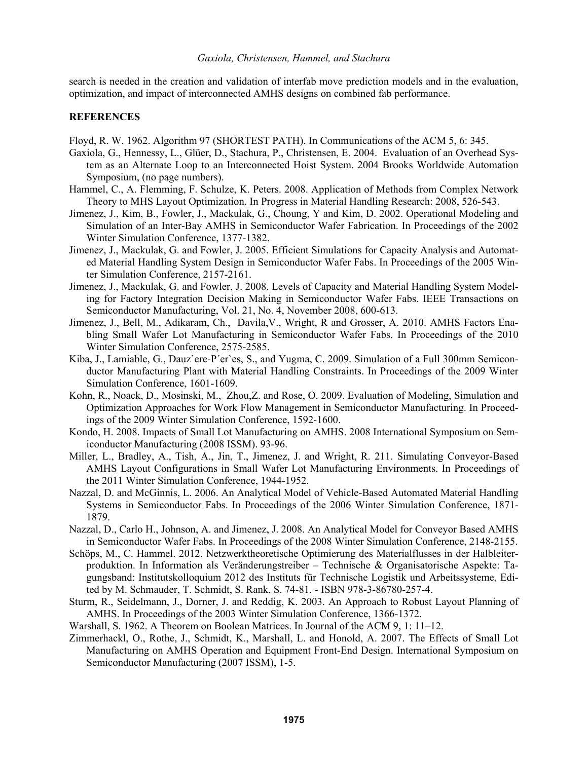search is needed in the creation and validation of interfab move prediction models and in the evaluation, optimization, and impact of interconnected AMHS designs on combined fab performance.

## REFERENCES

Floyd, R. W. 1962. Algorithm 97 (SHORTEST PATH). In Communications of the ACM 5, 6: 345.

Gaxiola, G., Hennessy, L., Glüer, D., Stachura, P., Christensen, E. 2004. Evaluation of an Overhead System as an Alternate Loop to an Interconnected Hoist System. 2004 Brooks Worldwide Automation Symposium, (no page numbers).

Hammel, C., A. Flemming, F. Schulze, K. Peters. 2008. Application of Methods from Complex Network Theory to MHS Layout Optimization. In Progress in Material Handling Research: 2008, 526-543.

Jimenez, J., Kim, B., Fowler, J., Mackulak, G., Choung, Y and Kim, D. 2002. Operational Modeling and Simulation of an Inter-Bay AMHS in Semiconductor Wafer Fabrication. In Proceedings of the 2002 Winter Simulation Conference, 1377-1382.

Jimenez, J., Mackulak, G. and Fowler, J. 2005. Efficient Simulations for Capacity Analysis and Automated Material Handling System Design in Semiconductor Wafer Fabs. In Proceedings of the 2005 Winter Simulation Conference, 2157-2161.

Jimenez, J., Mackulak, G. and Fowler, J. 2008. Levels of Capacity and Material Handling System Modeling for Factory Integration Decision Making in Semiconductor Wafer Fabs. IEEE Transactions on Semiconductor Manufacturing, Vol. 21, No. 4, November 2008, 600-613.

Jimenez, J., Bell, M., Adikaram, Ch., Davila,V., Wright, R and Grosser, A. 2010. AMHS Factors Enabling Small Wafer Lot Manufacturing in Semiconductor Wafer Fabs. In Proceedings of the 2010 Winter Simulation Conference, 2575-2585.

Kiba, J., Lamiable, G., Dauz`ere-P´er`es, S., and Yugma, C. 2009. Simulation of a Full 300mm Semiconductor Manufacturing Plant with Material Handling Constraints. In Proceedings of the 2009 Winter Simulation Conference, 1601-1609.

Kohn, R., Noack, D., Mosinski, M., Zhou,Z. and Rose, O. 2009. Evaluation of Modeling, Simulation and Optimization Approaches for Work Flow Management in Semiconductor Manufacturing. In Proceedings of the 2009 Winter Simulation Conference, 1592-1600.

Kondo, H. 2008. Impacts of Small Lot Manufacturing on AMHS. 2008 International Symposium on Semiconductor Manufacturing (2008 ISSM). 93-96.

Miller, L., Bradley, A., Tish, A., Jin, T., Jimenez, J. and Wright, R. 211. Simulating Conveyor-Based AMHS Layout Configurations in Small Wafer Lot Manufacturing Environments. In Proceedings of the 2011 Winter Simulation Conference, 1944-1952.

Nazzal, D. and McGinnis, L. 2006. An Analytical Model of Vehicle-Based Automated Material Handling Systems in Semiconductor Fabs. In Proceedings of the 2006 Winter Simulation Conference, 1871-1879.

Nazzal, D., Carlo H., Johnson, A. and Jimenez, J. 2008. An Analytical Model for Conveyor Based AMHS in Semiconductor Wafer Fabs. In Proceedings of the 2008 Winter Simulation Conference, 2148-2155.

Schöps, M., C. Hammel. 2012. Netzwerktheoretische Optimierung des Materialflusses in der Halbleiterproduktion. In Information als Veränderungstreiber – Technische & Organisatorische Aspekte: Tagungsband: Institutskolloquium 2012 des Instituts für Technische Logistik und Arbeitssysteme, Edited by M. Schmauder, T. Schmidt, S. Rank, S. 74-81. - ISBN 978-3-86780-257-4.

Sturm, R., Seidelmann, J., Dorner, J. and Reddig, K. 2003. An Approach to Robust Layout Planning of AMHS. In Proceedings of the 2003 Winter Simulation Conference, 1366-1372.

Warshall, S. 1962. A Theorem on Boolean Matrices. In Journal of the ACM 9, 1: 11–12.

Zimmerhackl, O., Rothe, J., Schmidt, K., Marshall, L. and Honold, A. 2007. The Effects of Small Lot Manufacturing on AMHS Operation and Equipment Front-End Design. International Symposium on Semiconductor Manufacturing (2007 ISSM), 1-5.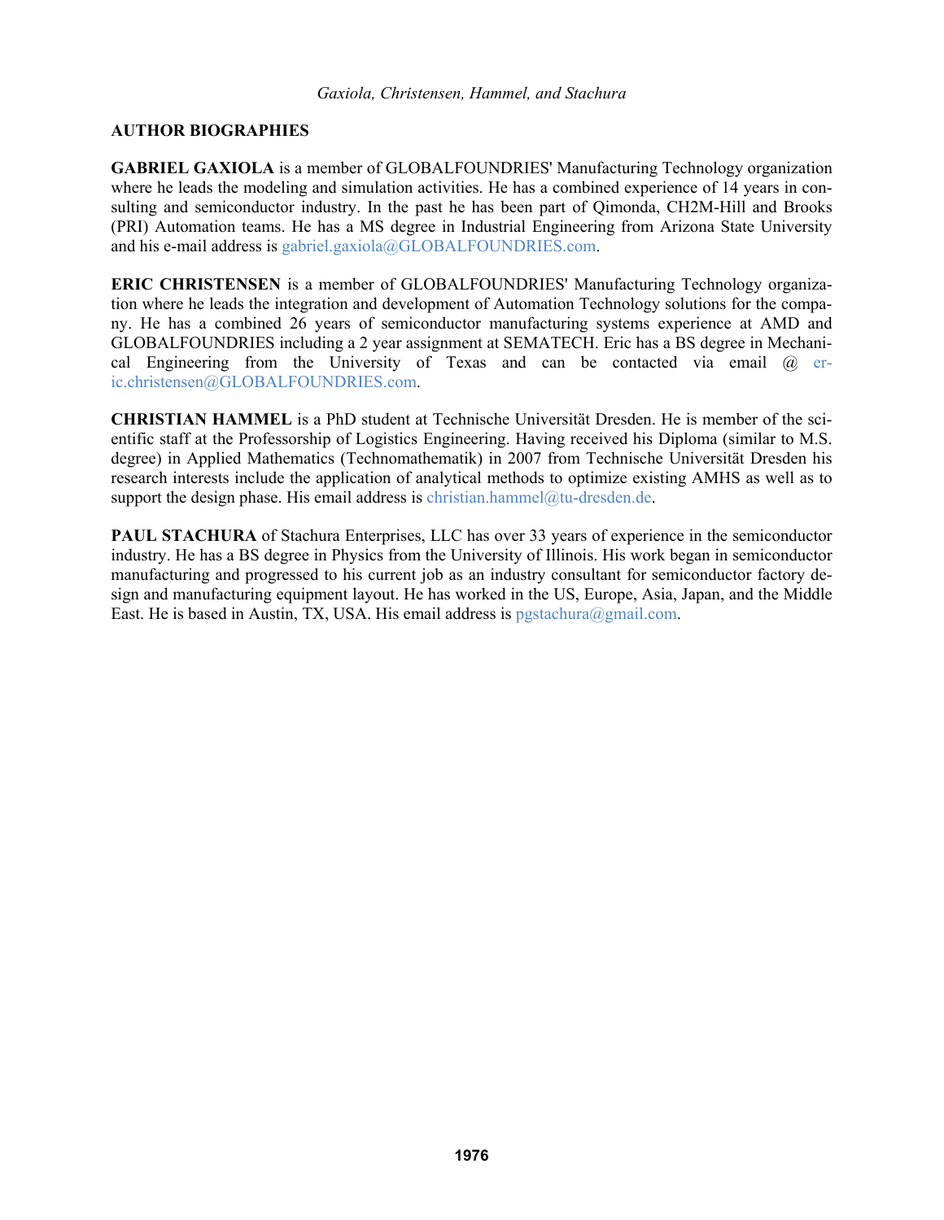## AUTHOR BIOGRAPHIES

**GABRIEL GAXIOLA** is a member of GLOBALFOUNDRIES' Manufacturing Technology organization where he leads the modeling and simulation activities. He has a combined experience of 14 years in consulting and semiconductor industry. In the past he has been part of Qimonda, CH2M-Hill and Brooks (PRI) Automation teams. He has a MS degree in Industrial Engineering from Arizona State University and his e-mail address is gabriel.gaxiola@GLOBALFOUNDRIES.com.

**ERIC CHRISTENSEN** is a member of GLOBALFOUNDRIES' Manufacturing Technology organization where he leads the integration and development of Automation Technology solutions for the company. He has a combined 26 years of semiconductor manufacturing systems experience at AMD and GLOBALFOUNDRIES including a 2 year assignment at SEMATECH. Eric has a BS degree in Mechanical Engineering from the University of Texas and can be contacted via email @ eric.christensen@GLOBALFOUNDRIES.com.

**CHRISTIAN HAMMEL** is a PhD student at Technische Universität Dresden. He is member of the scientific staff at the Professorship of Logistics Engineering. Having received his Diploma (similar to M.S. degree) in Applied Mathematics (Technomathematik) in 2007 from Technische Universität Dresden his research interests include the application of analytical methods to optimize existing AMHS as well as to support the design phase. His email address is christian.hammel@tu-dresden.de.

**PAUL STACHURA** of Stachura Enterprises, LLC has over 33 years of experience in the semiconductor industry. He has a BS degree in Physics from the University of Illinois. His work began in semiconductor manufacturing and progressed to his current job as an industry consultant for semiconductor factory design and manufacturing equipment layout. He has worked in the US, Europe, Asia, Japan, and the Middle East. He is based in Austin, TX, USA. His email address is pgstachura@gmail.com.